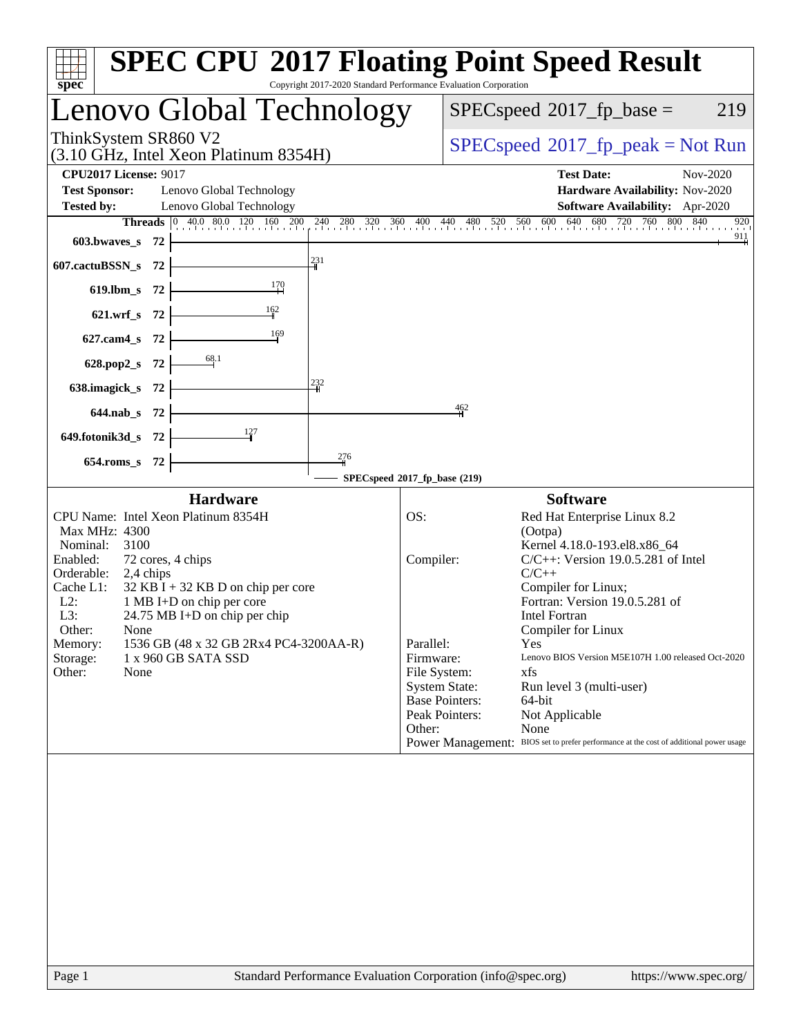# SPEC CPU 2017 Floating Point Speed Result

Copyright 2017-2020 Standard Performance Evaluation Corporation

## Lenovo Global Technology

ThinkSystem SR860 V2
(3.10 GHz, Intel Xeon Platinum 8354H)

SPECspeed 2017_fp_base = 219

SPECspeed 2017_fp_peak = Not Run

**CPU2017 License:** 9017
**Test Sponsor:** Lenovo Global Technology
**Tested by:** Lenovo Global Technology

**Test Date:** Nov-2020
**Hardware Availability:** Nov-2020
**Software Availability:** Apr-2020

| Benchmark | Threads | SPECspeed 2017_fp_base |
|---|---|---|
| 603.bwaves_s | 72 | 911 |
| 607.cactuBSSN_s | 72 | 231 |
| 619.lbm_s | 72 | 170 |
| 621.wrf_s | 72 | 162 |
| 627.cam4_s | 72 | 169 |
| 628.pop2_s | 72 | 68.1 |
| 638.imagick_s | 72 | 232 |
| 644.nab_s | 72 | 462 |
| 649.fotonik3d_s | 72 | 127 |
| 654.roms_s | 72 | 276 |

SPECspeed 2017_fp_base (219)

### Hardware

| | |
|---|---|
| CPU Name: | Intel Xeon Platinum 8354H |
| Max MHz: | 4300 |
| Nominal: | 3100 |
| Enabled: | 72 cores, 4 chips |
| Orderable: | 2,4 chips |
| Cache L1: | 32 KB I + 32 KB D on chip per core |
| L2: | 1 MB I+D on chip per core |
| L3: | 24.75 MB I+D on chip per chip |
| Other: | None |
| Memory: | 1536 GB (48 x 32 GB 2Rx4 PC4-3200AA-R) |
| Storage: | 1 x 960 GB SATA SSD |
| Other: | None |

### Software

| | |
|---|---|
| OS: | Red Hat Enterprise Linux 8.2 (Ootpa) Kernel 4.18.0-193.el8.x86_64 |
| Compiler: | C/C++: Version 19.0.5.281 of Intel C/C++ Compiler for Linux; Fortran: Version 19.0.5.281 of Intel Fortran Compiler for Linux |
| Parallel: | Yes |
| Firmware: | Lenovo BIOS Version M5E107H 1.00 released Oct-2020 |
| File System: | xfs |
| System State: | Run level 3 (multi-user) |
| Base Pointers: | 64-bit |
| Peak Pointers: | Not Applicable |
| Other: | None |
| Power Management: | BIOS set to prefer performance at the cost of additional power usage |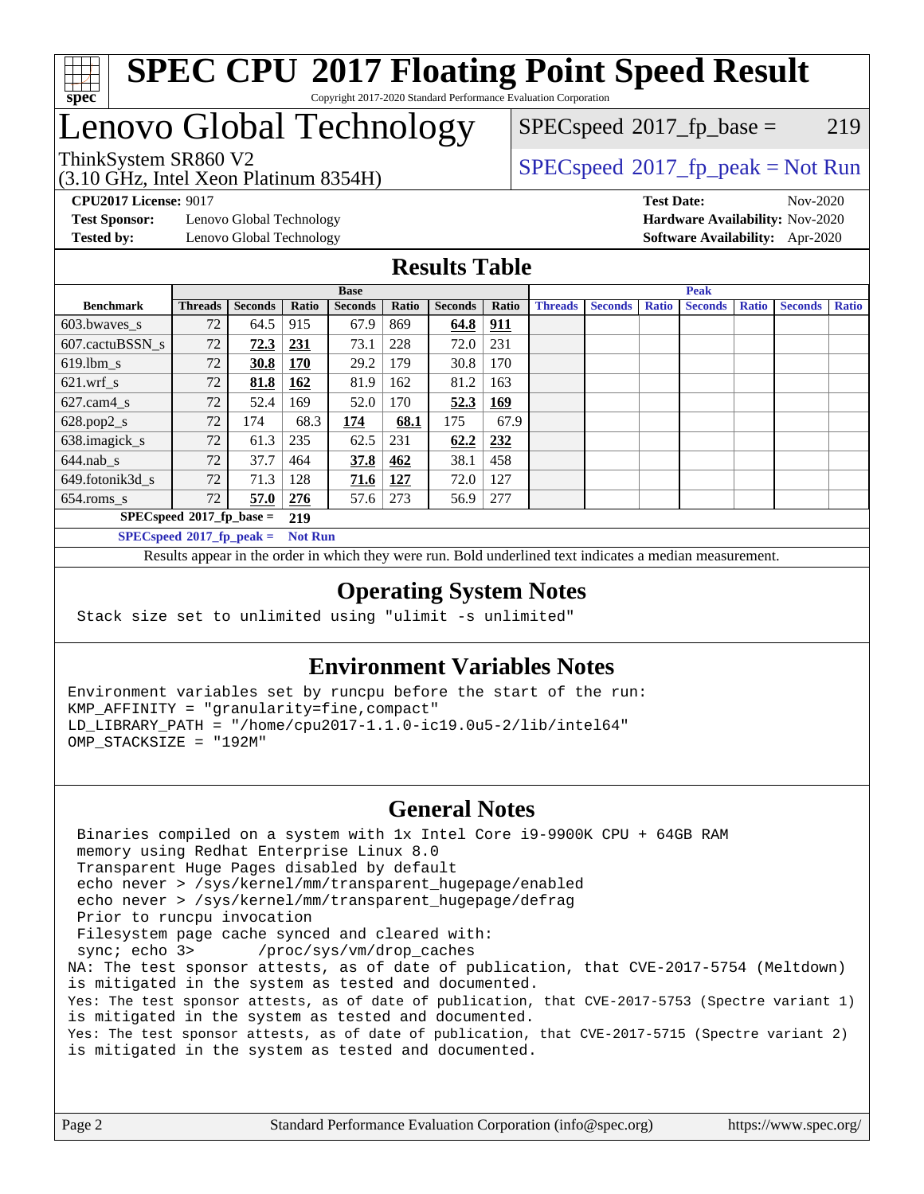# SPEC CPU 2017 Floating Point Speed Result

Copyright 2017-2020 Standard Performance Evaluation Corporation

# Lenovo Global Technology

ThinkSystem SR860 V2
(3.10 GHz, Intel Xeon Platinum 8354H)

SPECspeed 2017_fp_base = 219

SPECspeed 2017_fp_peak = Not Run

**CPU2017 License:** 9017
**Test Sponsor:** Lenovo Global Technology
**Tested by:** Lenovo Global Technology

**Test Date:** Nov-2020
**Hardware Availability:** Nov-2020
**Software Availability:** Apr-2020

## Results Table

| Benchmark | Base | | | | | | | Peak | | | | | | |
|---|---|---|---|---|---|---|---|---|---|---|---|---|---|---|
| | Threads | Seconds | Ratio | Seconds | Ratio | Seconds | Ratio | Threads | Seconds | Ratio | Seconds | Ratio | Seconds | Ratio |
| 603.bwaves_s | 72 | 64.5 | 915 | 67.9 | 869 | **64.8** | **911** | | | | | | | |
| 607.cactuBSSN_s | 72 | **72.3** | **231** | 73.1 | 228 | 72.0 | 231 | | | | | | | |
| 619.lbm_s | 72 | **30.8** | **170** | 29.2 | 179 | 30.8 | 170 | | | | | | | |
| 621.wrf_s | 72 | **81.8** | **162** | 81.9 | 162 | 81.2 | 163 | | | | | | | |
| 627.cam4_s | 72 | 52.4 | 169 | 52.0 | 170 | **52.3** | **169** | | | | | | | |
| 628.pop2_s | 72 | 174 | 68.3 | **174** | **68.1** | 175 | 67.9 | | | | | | | |
| 638.imagick_s | 72 | 61.3 | 235 | 62.5 | 231 | **62.2** | **232** | | | | | | | |
| 644.nab_s | 72 | 37.7 | 464 | **37.8** | **462** | 38.1 | 458 | | | | | | | |
| 649.fotonik3d_s | 72 | 71.3 | 128 | **71.6** | **127** | 72.0 | 127 | | | | | | | |
| 654.roms_s | 72 | **57.0** | **276** | 57.6 | 273 | 56.9 | 277 | | | | | | | |

**SPECspeed 2017_fp_base = 219**

**SPECspeed 2017_fp_peak = Not Run**

Results appear in the order in which they were run. Bold underlined text indicates a median measurement.

## Operating System Notes

```
Stack size set to unlimited using "ulimit -s unlimited"
```

## Environment Variables Notes

```
Environment variables set by runcpu before the start of the run:
KMP_AFFINITY = "granularity=fine,compact"
LD_LIBRARY_PATH = "/home/cpu2017-1.1.0-ic19.0u5-2/lib/intel64"
OMP_STACKSIZE = "192M"
```

## General Notes

```
 Binaries compiled on a system with 1x Intel Core i9-9900K CPU + 64GB RAM
 memory using Redhat Enterprise Linux 8.0
 Transparent Huge Pages disabled by default
 echo never > /sys/kernel/mm/transparent_hugepage/enabled
 echo never > /sys/kernel/mm/transparent_hugepage/defrag
 Prior to runcpu invocation
 Filesystem page cache synced and cleared with:
 sync; echo 3>       /proc/sys/vm/drop_caches
NA: The test sponsor attests, as of date of publication, that CVE-2017-5754 (Meltdown)
is mitigated in the system as tested and documented.
Yes: The test sponsor attests, as of date of publication, that CVE-2017-5753 (Spectre variant 1)
is mitigated in the system as tested and documented.
Yes: The test sponsor attests, as of date of publication, that CVE-2017-5715 (Spectre variant 2)
is mitigated in the system as tested and documented.
```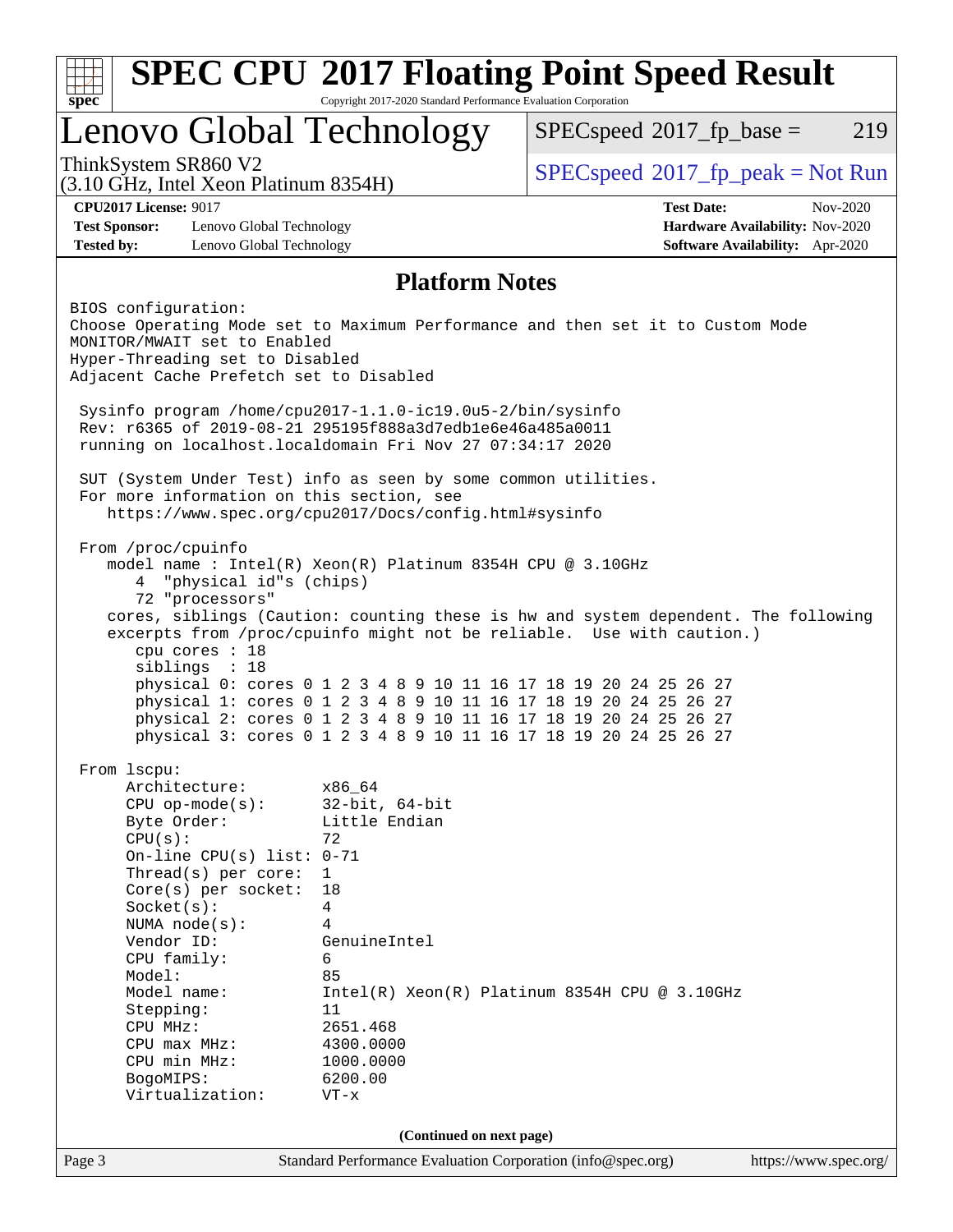# SPEC CPU 2017 Floating Point Speed Result

Copyright 2017-2020 Standard Performance Evaluation Corporation

## Lenovo Global Technology

ThinkSystem SR860 V2
(3.10 GHz, Intel Xeon Platinum 8354H)

SPECspeed 2017_fp_base = 219

SPECspeed 2017_fp_peak = Not Run

**CPU2017 License:** 9017
**Test Sponsor:** Lenovo Global Technology
**Tested by:** Lenovo Global Technology

**Test Date:** Nov-2020
**Hardware Availability:** Nov-2020
**Software Availability:** Apr-2020

### Platform Notes

```
BIOS configuration:
Choose Operating Mode set to Maximum Performance and then set it to Custom Mode
MONITOR/MWAIT set to Enabled
Hyper-Threading set to Disabled
Adjacent Cache Prefetch set to Disabled

 Sysinfo program /home/cpu2017-1.1.0-ic19.0u5-2/bin/sysinfo
 Rev: r6365 of 2019-08-21 295195f888a3d7edb1e6e46a485a0011
 running on localhost.localdomain Fri Nov 27 07:34:17 2020

 SUT (System Under Test) info as seen by some common utilities.
 For more information on this section, see
    https://www.spec.org/cpu2017/Docs/config.html#sysinfo

 From /proc/cpuinfo
    model name : Intel(R) Xeon(R) Platinum 8354H CPU @ 3.10GHz
       4  "physical id"s (chips)
       72 "processors"
    cores, siblings (Caution: counting these is hw and system dependent. The following
    excerpts from /proc/cpuinfo might not be reliable.  Use with caution.)
       cpu cores : 18
       siblings  : 18
       physical 0: cores 0 1 2 3 4 8 9 10 11 16 17 18 19 20 24 25 26 27
       physical 1: cores 0 1 2 3 4 8 9 10 11 16 17 18 19 20 24 25 26 27
       physical 2: cores 0 1 2 3 4 8 9 10 11 16 17 18 19 20 24 25 26 27
       physical 3: cores 0 1 2 3 4 8 9 10 11 16 17 18 19 20 24 25 26 27

 From lscpu:
      Architecture:        x86_64
      CPU op-mode(s):      32-bit, 64-bit
      Byte Order:          Little Endian
      CPU(s):              72
      On-line CPU(s) list: 0-71
      Thread(s) per core:  1
      Core(s) per socket:  18
      Socket(s):           4
      NUMA node(s):        4
      Vendor ID:           GenuineIntel
      CPU family:          6
      Model:               85
      Model name:          Intel(R) Xeon(R) Platinum 8354H CPU @ 3.10GHz
      Stepping:            11
      CPU MHz:             2651.468
      CPU max MHz:         4300.0000
      CPU min MHz:         1000.0000
      BogoMIPS:            6200.00
      Virtualization:      VT-x
```

**(Continued on next page)**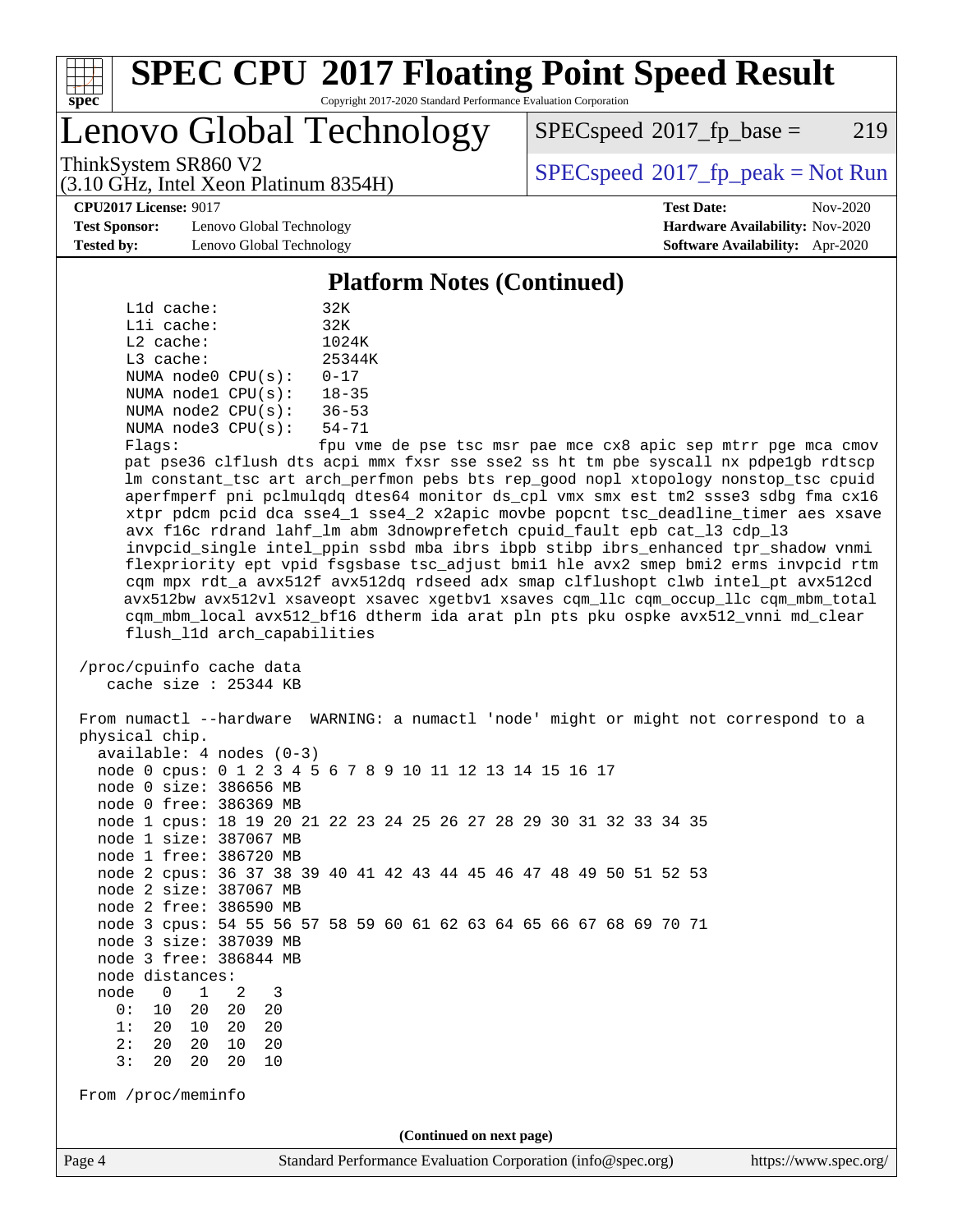## Platform Notes (Continued)

```
      L1d cache:             32K
      L1i cache:             32K
      L2 cache:              1024K
      L3 cache:              25344K
      NUMA node0 CPU(s):     0-17
      NUMA node1 CPU(s):     18-35
      NUMA node2 CPU(s):     36-53
      NUMA node3 CPU(s):     54-71
      Flags:                 fpu vme de pse tsc msr pae mce cx8 apic sep mtrr pge mca cmov
      pat pse36 clflush dts acpi mmx fxsr sse sse2 ss ht tm pbe syscall nx pdpe1gb rdtscp
      lm constant_tsc art arch_perfmon pebs bts rep_good nopl xtopology nonstop_tsc cpuid
      aperfmperf pni pclmulqdq dtes64 monitor ds_cpl vmx smx est tm2 ssse3 sdbg fma cx16
      xtpr pdcm pcid dca sse4_1 sse4_2 x2apic movbe popcnt tsc_deadline_timer aes xsave
      avx f16c rdrand lahf_lm abm 3dnowprefetch cpuid_fault epb cat_l3 cdp_l3
      invpcid_single intel_ppin ssbd mba ibrs ibpb stibp ibrs_enhanced tpr_shadow vnmi
      flexpriority ept vpid fsgsbase tsc_adjust bmi1 hle avx2 smep bmi2 erms invpcid rtm
      cqm mpx rdt_a avx512f avx512dq rdseed adx smap clflushopt clwb intel_pt avx512cd
      avx512bw avx512vl xsaveopt xsavec xgetbv1 xsaves cqm_llc cqm_occup_llc cqm_mbm_total
      cqm_mbm_local avx512_bf16 dtherm ida arat pln pts pku ospke avx512_vnni md_clear
      flush_l1d arch_capabilities

 /proc/cpuinfo cache data
    cache size : 25344 KB

 From numactl --hardware  WARNING: a numactl 'node' might or might not correspond to a
 physical chip.
   available: 4 nodes (0-3)
   node 0 cpus: 0 1 2 3 4 5 6 7 8 9 10 11 12 13 14 15 16 17
   node 0 size: 386656 MB
   node 0 free: 386369 MB
   node 1 cpus: 18 19 20 21 22 23 24 25 26 27 28 29 30 31 32 33 34 35
   node 1 size: 387067 MB
   node 1 free: 386720 MB
   node 2 cpus: 36 37 38 39 40 41 42 43 44 45 46 47 48 49 50 51 52 53
   node 2 size: 387067 MB
   node 2 free: 386590 MB
   node 3 cpus: 54 55 56 57 58 59 60 61 62 63 64 65 66 67 68 69 70 71
   node 3 size: 387039 MB
   node 3 free: 386844 MB
   node distances:
   node   0   1   2   3
     0:  10  20  20  20
     1:  20  10  20  20
     2:  20  20  10  20
     3:  20  20  20  10

 From /proc/meminfo
```

(Continued on next page)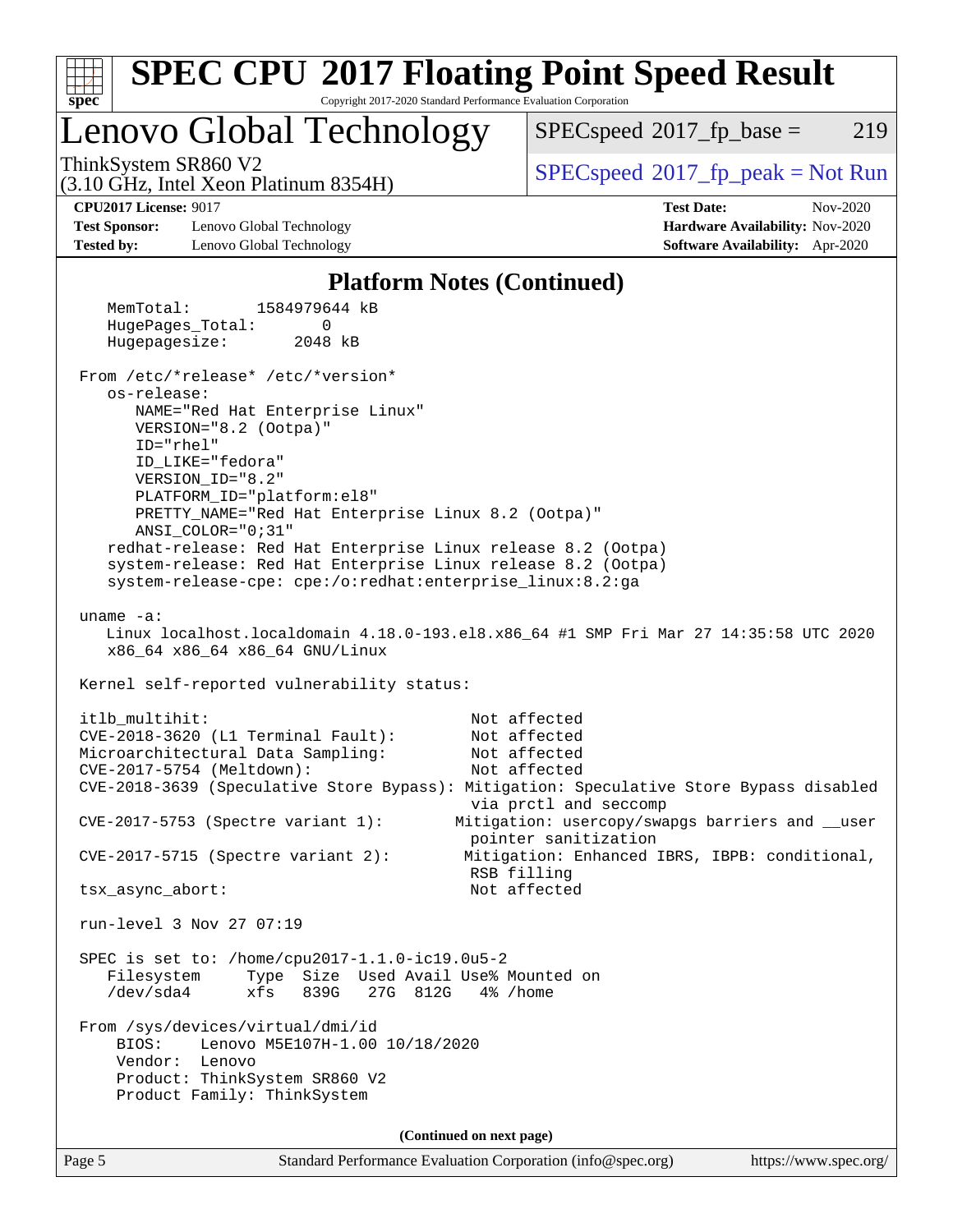## Platform Notes (Continued)

```
    MemTotal:       1584979644 kB
    HugePages_Total:       0
    Hugepagesize:       2048 kB

 From /etc/*release* /etc/*version*
    os-release:
       NAME="Red Hat Enterprise Linux"
       VERSION="8.2 (Ootpa)"
       ID="rhel"
       ID_LIKE="fedora"
       VERSION_ID="8.2"
       PLATFORM_ID="platform:el8"
       PRETTY_NAME="Red Hat Enterprise Linux 8.2 (Ootpa)"
       ANSI_COLOR="0;31"
    redhat-release: Red Hat Enterprise Linux release 8.2 (Ootpa)
    system-release: Red Hat Enterprise Linux release 8.2 (Ootpa)
    system-release-cpe: cpe:/o:redhat:enterprise_linux:8.2:ga

 uname -a:
    Linux localhost.localdomain 4.18.0-193.el8.x86_64 #1 SMP Fri Mar 27 14:35:58 UTC 2020
    x86_64 x86_64 x86_64 GNU/Linux

 Kernel self-reported vulnerability status:

 itlb_multihit:                                         Not affected
 CVE-2018-3620 (L1 Terminal Fault):                     Not affected
 Microarchitectural Data Sampling:                      Not affected
 CVE-2017-5754 (Meltdown):                              Not affected
 CVE-2018-3639 (Speculative Store Bypass): Mitigation: Speculative Store Bypass disabled
                                                        via prctl and seccomp
 CVE-2017-5753 (Spectre variant 1):                    Mitigation: usercopy/swapgs barriers and __user
                                                        pointer sanitization
 CVE-2017-5715 (Spectre variant 2):                    Mitigation: Enhanced IBRS, IBPB: conditional,
                                                        RSB filling
 tsx_async_abort:                                       Not affected

 run-level 3 Nov 27 07:19

 SPEC is set to: /home/cpu2017-1.1.0-ic19.0u5-2
    Filesystem     Type  Size  Used Avail Use% Mounted on
    /dev/sda4      xfs   839G   27G  812G   4% /home

 From /sys/devices/virtual/dmi/id
     BIOS:    Lenovo M5E107H-1.00 10/18/2020
     Vendor:  Lenovo
     Product: ThinkSystem SR860 V2
     Product Family: ThinkSystem
```

(Continued on next page)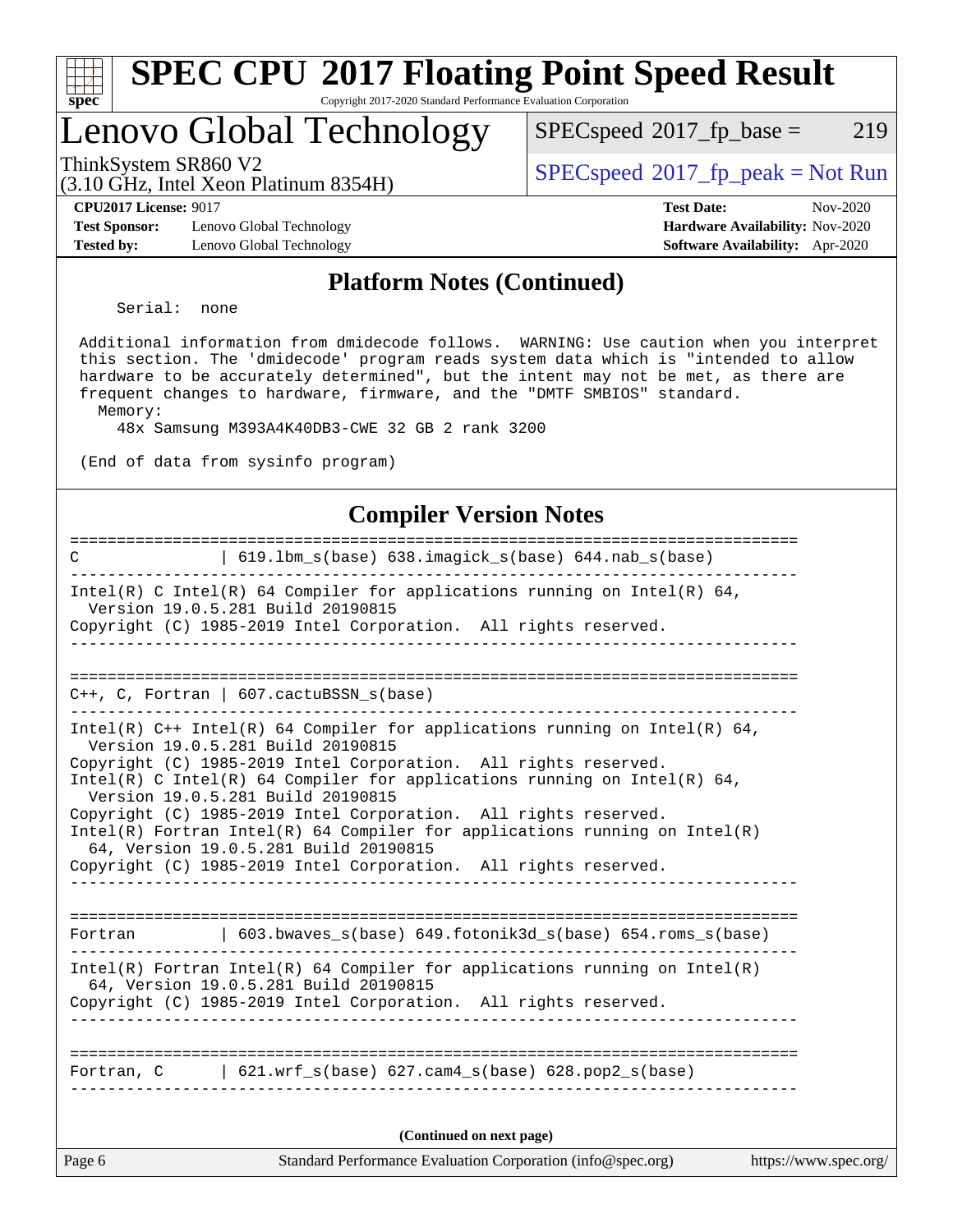# SPEC CPU 2017 Floating Point Speed Result

Copyright 2017-2020 Standard Performance Evaluation Corporation

## Lenovo Global Technology

ThinkSystem SR860 V2
(3.10 GHz, Intel Xeon Platinum 8354H)

SPECspeed 2017_fp_base = 219

SPECspeed 2017_fp_peak = Not Run

**CPU2017 License:** 9017
**Test Sponsor:** Lenovo Global Technology
**Tested by:** Lenovo Global Technology

**Test Date:** Nov-2020
**Hardware Availability:** Nov-2020
**Software Availability:** Apr-2020

## Platform Notes (Continued)

```
     Serial:  none

 Additional information from dmidecode follows.  WARNING: Use caution when you interpret
 this section. The 'dmidecode' program reads system data which is "intended to allow
 hardware to be accurately determined", but the intent may not be met, as there are
 frequent changes to hardware, firmware, and the "DMTF SMBIOS" standard.
   Memory:
     48x Samsung M393A4K40DB3-CWE 32 GB 2 rank 3200

 (End of data from sysinfo program)
```

## Compiler Version Notes

```
==============================================================================
C               | 619.lbm_s(base) 638.imagick_s(base) 644.nab_s(base)
------------------------------------------------------------------------------
Intel(R) C Intel(R) 64 Compiler for applications running on Intel(R) 64,
  Version 19.0.5.281 Build 20190815
Copyright (C) 1985-2019 Intel Corporation.  All rights reserved.
------------------------------------------------------------------------------

==============================================================================
C++, C, Fortran | 607.cactuBSSN_s(base)
------------------------------------------------------------------------------
Intel(R) C++ Intel(R) 64 Compiler for applications running on Intel(R) 64,
  Version 19.0.5.281 Build 20190815
Copyright (C) 1985-2019 Intel Corporation.  All rights reserved.
Intel(R) C Intel(R) 64 Compiler for applications running on Intel(R) 64,
  Version 19.0.5.281 Build 20190815
Copyright (C) 1985-2019 Intel Corporation.  All rights reserved.
Intel(R) Fortran Intel(R) 64 Compiler for applications running on Intel(R)
  64, Version 19.0.5.281 Build 20190815
Copyright (C) 1985-2019 Intel Corporation.  All rights reserved.
------------------------------------------------------------------------------

==============================================================================
Fortran         | 603.bwaves_s(base) 649.fotonik3d_s(base) 654.roms_s(base)
------------------------------------------------------------------------------
Intel(R) Fortran Intel(R) 64 Compiler for applications running on Intel(R)
  64, Version 19.0.5.281 Build 20190815
Copyright (C) 1985-2019 Intel Corporation.  All rights reserved.
------------------------------------------------------------------------------

==============================================================================
Fortran, C      | 621.wrf_s(base) 627.cam4_s(base) 628.pop2_s(base)
------------------------------------------------------------------------------
```

**(Continued on next page)**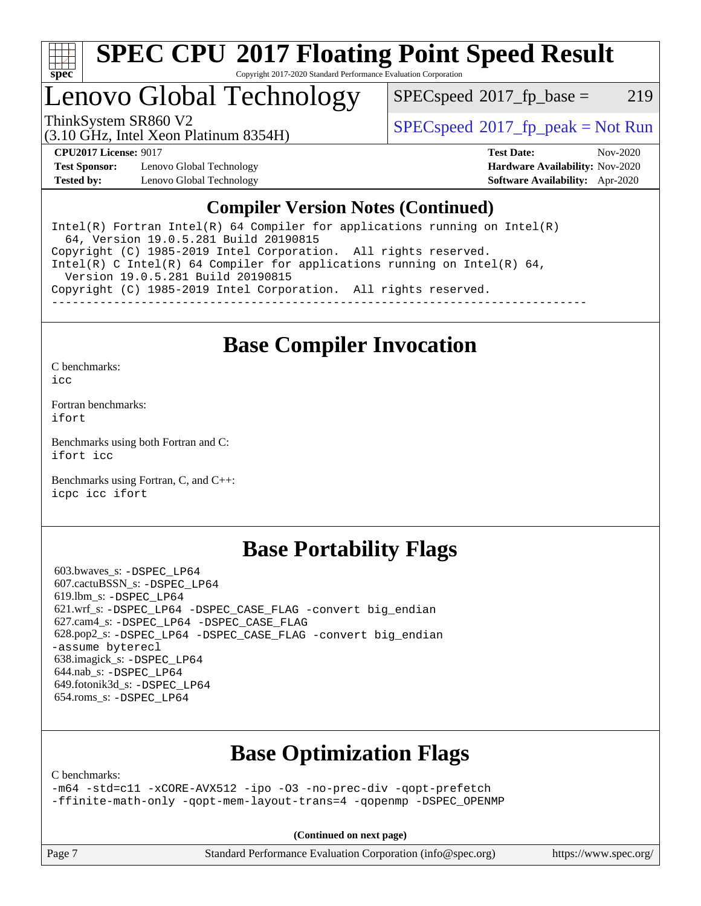# SPEC CPU 2017 Floating Point Speed Result

Copyright 2017-2020 Standard Performance Evaluation Corporation

## Lenovo Global Technology

ThinkSystem SR860 V2
(3.10 GHz, Intel Xeon Platinum 8354H)

SPECspeed 2017_fp_base = 219

SPECspeed 2017_fp_peak = Not Run

**CPU2017 License:** 9017
**Test Sponsor:** Lenovo Global Technology
**Tested by:** Lenovo Global Technology

**Test Date:** Nov-2020
**Hardware Availability:** Nov-2020
**Software Availability:** Apr-2020

## Compiler Version Notes (Continued)

```
Intel(R) Fortran Intel(R) 64 Compiler for applications running on Intel(R)
  64, Version 19.0.5.281 Build 20190815
Copyright (C) 1985-2019 Intel Corporation.  All rights reserved.
Intel(R) C Intel(R) 64 Compiler for applications running on Intel(R) 64,
  Version 19.0.5.281 Build 20190815
Copyright (C) 1985-2019 Intel Corporation.  All rights reserved.
------------------------------------------------------------------------------
```

## Base Compiler Invocation

C benchmarks:
icc

Fortran benchmarks:
ifort

Benchmarks using both Fortran and C:
ifort icc

Benchmarks using Fortran, C, and C++:
icpc icc ifort

## Base Portability Flags

603.bwaves_s: -DSPEC_LP64
607.cactuBSSN_s: -DSPEC_LP64
619.lbm_s: -DSPEC_LP64
621.wrf_s: -DSPEC_LP64 -DSPEC_CASE_FLAG -convert big_endian
627.cam4_s: -DSPEC_LP64 -DSPEC_CASE_FLAG
628.pop2_s: -DSPEC_LP64 -DSPEC_CASE_FLAG -convert big_endian -assume byterecl
638.imagick_s: -DSPEC_LP64
644.nab_s: -DSPEC_LP64
649.fotonik3d_s: -DSPEC_LP64
654.roms_s: -DSPEC_LP64

## Base Optimization Flags

C benchmarks:
-m64 -std=c11 -xCORE-AVX512 -ipo -O3 -no-prec-div -qopt-prefetch -ffinite-math-only -qopt-mem-layout-trans=4 -qopenmp -DSPEC_OPENMP

**(Continued on next page)**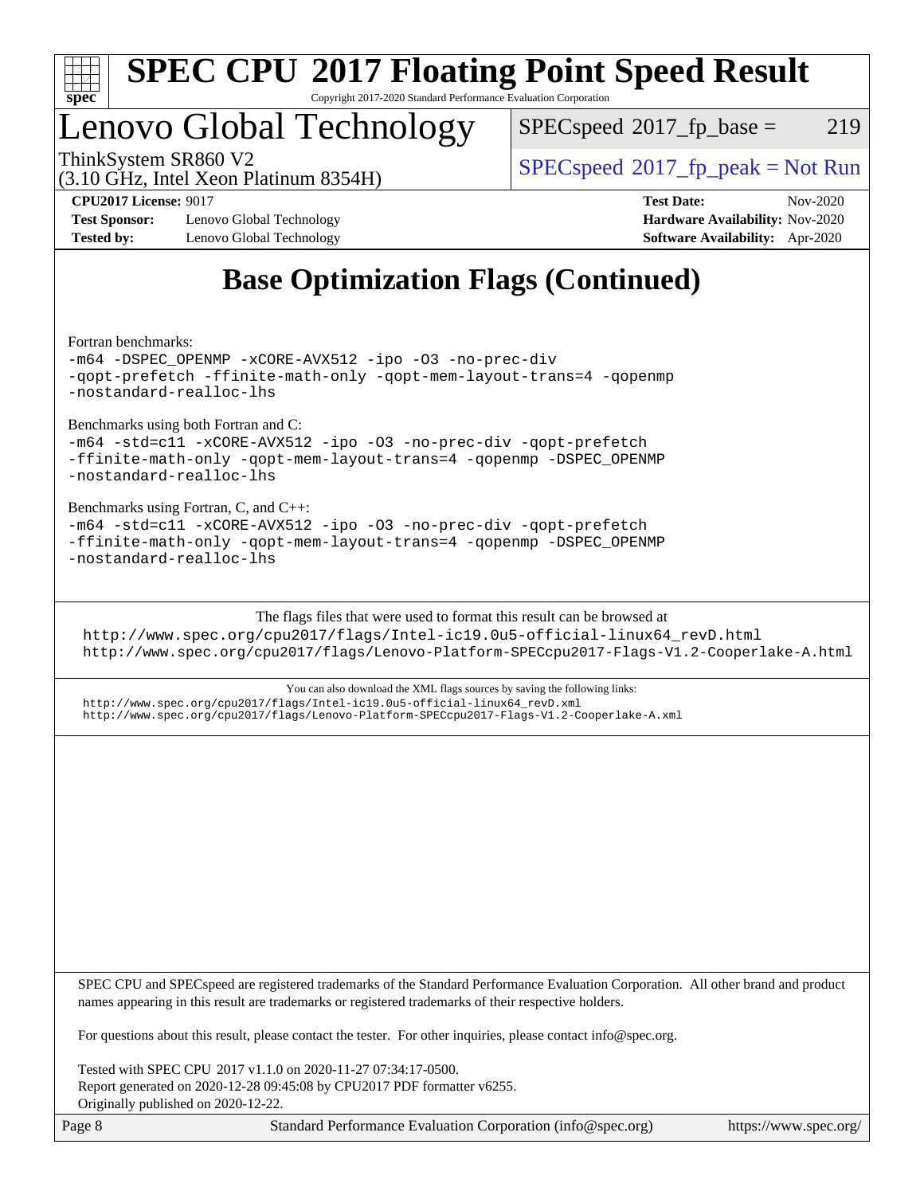# Base Optimization Flags (Continued)

Fortran benchmarks:

```
-m64 -DSPEC_OPENMP -xCORE-AVX512 -ipo -O3 -no-prec-div
-qopt-prefetch -ffinite-math-only -qopt-mem-layout-trans=4 -qopenmp
-nostandard-realloc-lhs
```

Benchmarks using both Fortran and C:

```
-m64 -std=c11 -xCORE-AVX512 -ipo -O3 -no-prec-div -qopt-prefetch
-ffinite-math-only -qopt-mem-layout-trans=4 -qopenmp -DSPEC_OPENMP
-nostandard-realloc-lhs
```

Benchmarks using Fortran, C, and C++:

```
-m64 -std=c11 -xCORE-AVX512 -ipo -O3 -no-prec-div -qopt-prefetch
-ffinite-math-only -qopt-mem-layout-trans=4 -qopenmp -DSPEC_OPENMP
-nostandard-realloc-lhs
```

The flags files that were used to format this result can be browsed at
http://www.spec.org/cpu2017/flags/Intel-ic19.0u5-official-linux64_revD.html
http://www.spec.org/cpu2017/flags/Lenovo-Platform-SPECcpu2017-Flags-V1.2-Cooperlake-A.html

You can also download the XML flags sources by saving the following links:
http://www.spec.org/cpu2017/flags/Intel-ic19.0u5-official-linux64_revD.xml
http://www.spec.org/cpu2017/flags/Lenovo-Platform-SPECcpu2017-Flags-V1.2-Cooperlake-A.xml

SPEC CPU and SPECspeed are registered trademarks of the Standard Performance Evaluation Corporation. All other brand and product names appearing in this result are trademarks or registered trademarks of their respective holders.

For questions about this result, please contact the tester. For other inquiries, please contact info@spec.org.

Tested with SPEC CPU 2017 v1.1.0 on 2020-11-27 07:34:17-0500.
Report generated on 2020-12-28 09:45:08 by CPU2017 PDF formatter v6255.
Originally published on 2020-12-22.